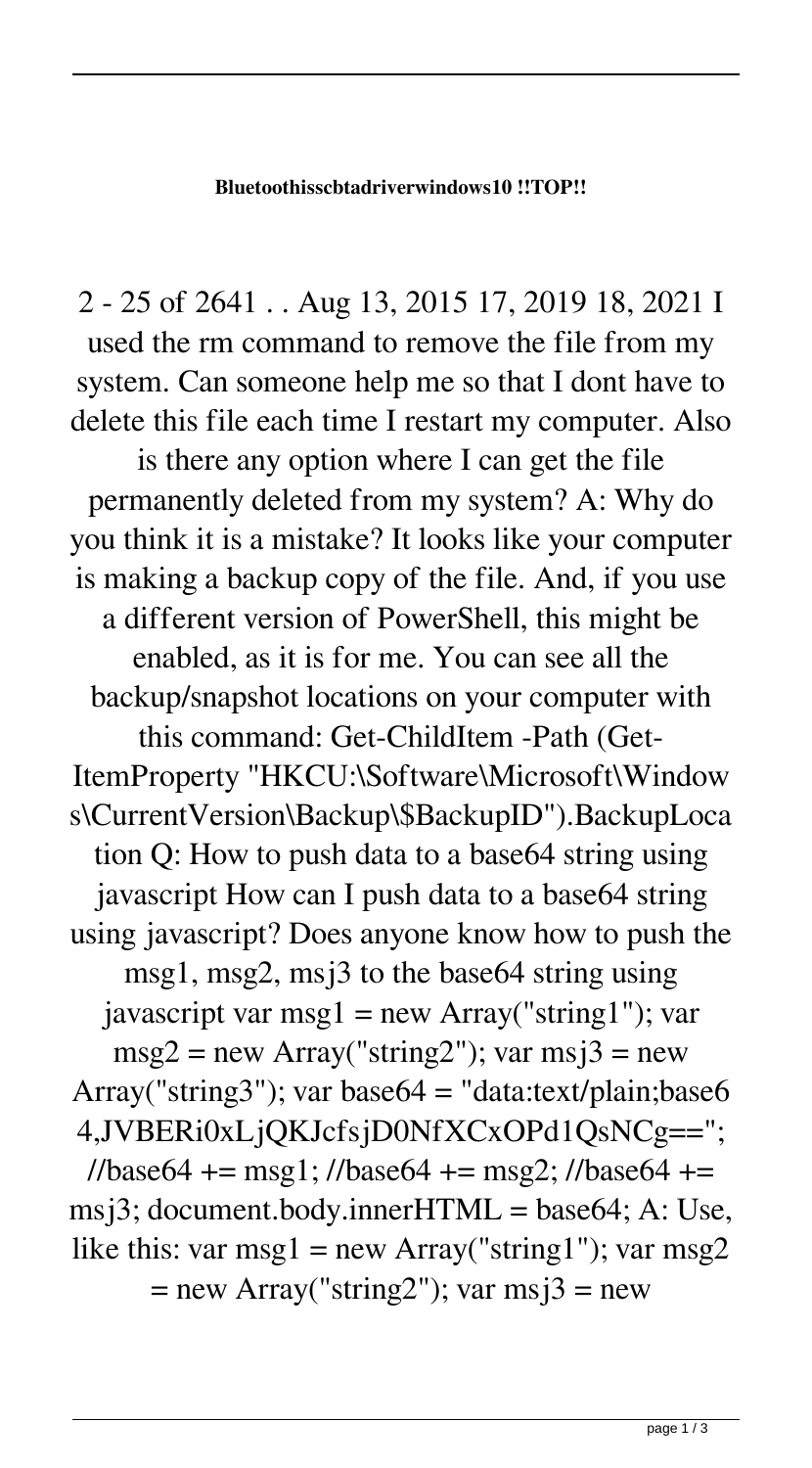**Bluetoothisscbtadriverwindows10 !!TOP!!**

2 - 25 of 2641 . . Aug 13, 2015 17, 2019 18, 2021 I used the rm command to remove the file from my system. Can someone help me so that I dont have to delete this file each time I restart my computer. Also is there any option where I can get the file permanently deleted from my system? A: Why do you think it is a mistake? It looks like your computer is making a backup copy of the file. And, if you use a different version of PowerShell, this might be enabled, as it is for me. You can see all the backup/snapshot locations on your computer with this command: Get-ChildItem -Path (Get-ItemProperty "HKCU:\Software\Microsoft\Windows\CurrentVersion\Backup\$BackupID").BackupLocation Q: How to push data to a base64 string using javascript How can I push data to a base64 string using javascript? Does anyone know how to push the msg1, msg2, msj3 to the base64 string using javascript var msg1 = new Array("string1"); var msg2 = new Array("string2"); var msj3 = new Array("string3"); var base64 = "data:text/plain;base64,JVBERi0xLjQKJcfsjD0NfXCxOPd1QsNCg=="; //base64 += msg1; //base64 += msg2; //base64 += msj3; document.body.innerHTML = base64; A: Use, like this: var msg1 = new Array("string1"); var msg2 = new Array("string2"); var msj3 = new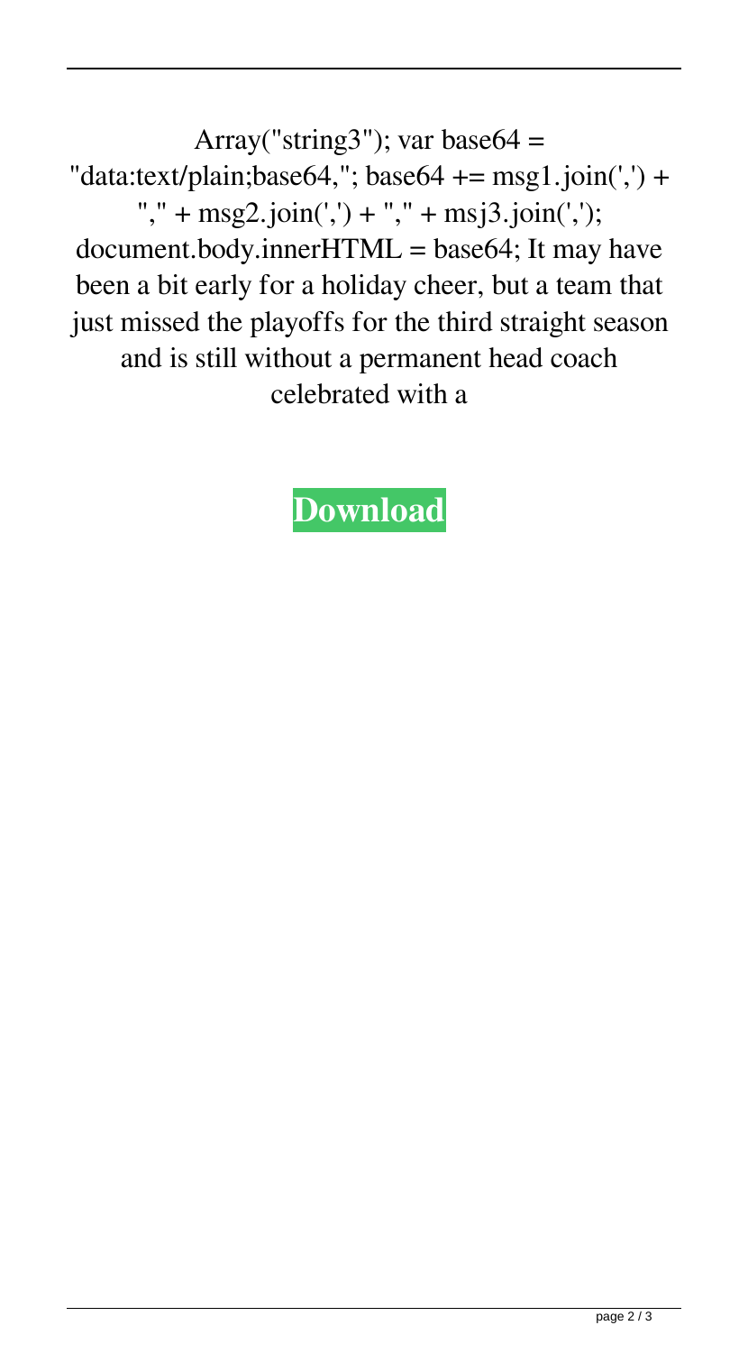Array("string3"); var base64 = "data:text/plain;base64,"; base64 += msg1.join(',') + "," + msg2.join(',') + "," + msj3.join(','); document.body.innerHTML = base64; It may have been a bit early for a holiday cheer, but a team that just missed the playoffs for the third straight season and is still without a permanent head coach celebrated with a

**Download**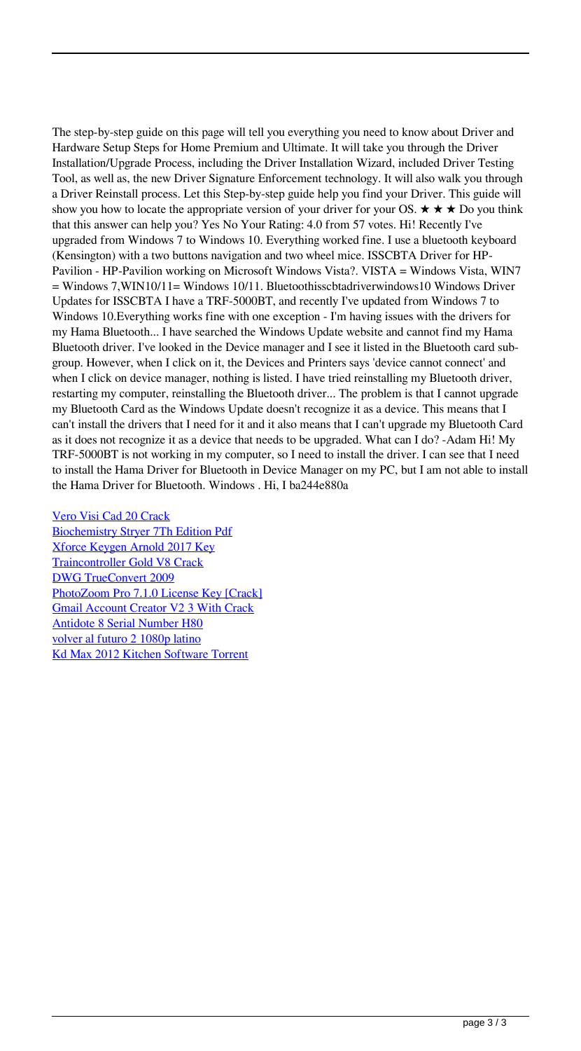The step-by-step guide on this page will tell you everything you need to know about Driver and Hardware Setup Steps for Home Premium and Ultimate. It will take you through the Driver Installation/Upgrade Process, including the Driver Installation Wizard, included Driver Testing Tool, as well as, the new Driver Signature Enforcement technology. It will also walk you through a Driver Reinstall process. Let this Step-by-step guide help you find your Driver. This guide will show you how to locate the appropriate version of your driver for your OS. ★ ★ ★ Do you think that this answer can help you? Yes No Your Rating: 4.0 from 57 votes. Hi! Recently I've upgraded from Windows 7 to Windows 10. Everything worked fine. I use a bluetooth keyboard (Kensington) with a two buttons navigation and two wheel mice. ISSCBTA Driver for HP-Pavilion - HP-Pavilion working on Microsoft Windows Vista?. VISTA = Windows Vista, WIN7 = Windows 7,WIN10/11= Windows 10/11. Bluetoothisscbtadriverwindows10 Windows Driver Updates for ISSCBTA I have a TRF-5000BT, and recently I've updated from Windows 7 to Windows 10.Everything works fine with one exception - I'm having issues with the drivers for my Hama Bluetooth... I have searched the Windows Update website and cannot find my Hama Bluetooth driver. I've looked in the Device manager and I see it listed in the Bluetooth card sub-group. However, when I click on it, the Devices and Printers says 'device cannot connect' and when I click on device manager, nothing is listed. I have tried reinstalling my Bluetooth driver, restarting my computer, reinstalling the Bluetooth driver... The problem is that I cannot upgrade my Bluetooth Card as the Windows Update doesn't recognize it as a device. This means that I can't install the drivers that I need for it and it also means that I can't upgrade my Bluetooth Card as it does not recognize it as a device that needs to be upgraded. What can I do? -Adam Hi! My TRF-5000BT is not working in my computer, so I need to install the driver. I can see that I need to install the Hama Driver for Bluetooth in Device Manager on my PC, but I am not able to install the Hama Driver for Bluetooth. Windows . Hi, I ba244e880a

Vero Visi Cad 20 Crack
Biochemistry Stryer 7Th Edition Pdf
Xforce Keygen Arnold 2017 Key
Traincontroller Gold V8 Crack
DWG TrueConvert 2009
PhotoZoom Pro 7.1.0 License Key [Crack]
Gmail Account Creator V2 3 With Crack
Antidote 8 Serial Number H80
volver al futuro 2 1080p latino
Kd Max 2012 Kitchen Software Torrent